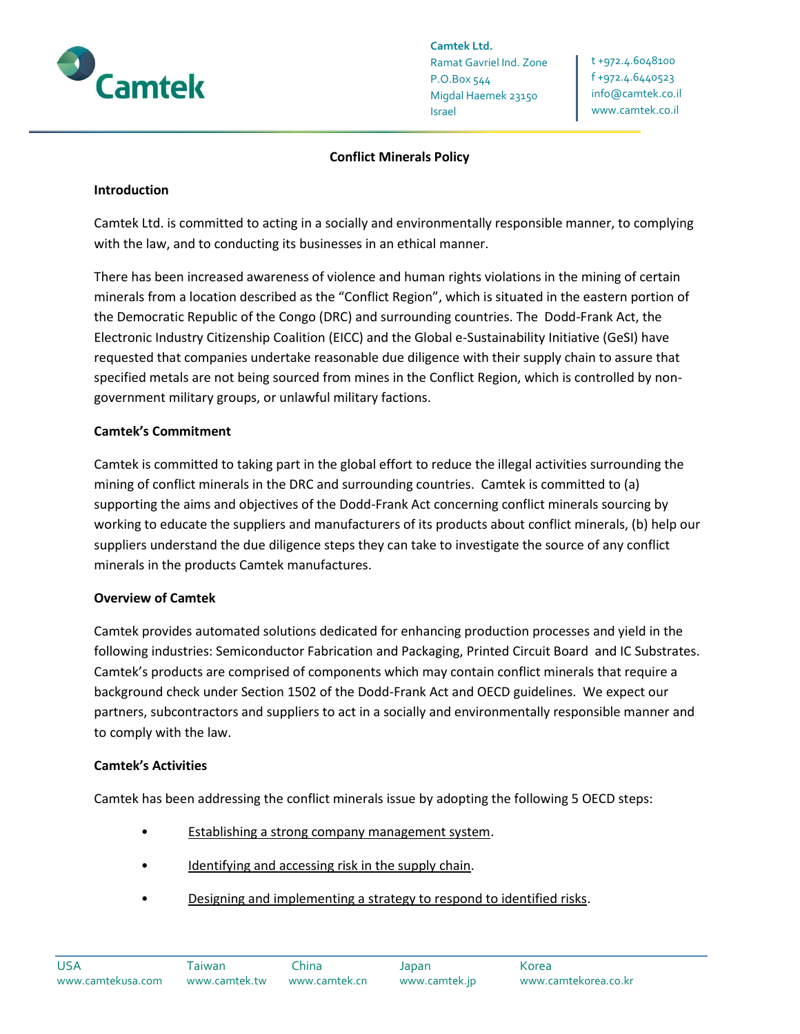Camtek Ltd.
Ramat Gavriel Ind. Zone
P.O.Box 544
Migdal Haemek 23150
Israel

t +972.4.6048100
f +972.4.6440523
info@camtek.co.il
www.camtek.co.il

# Conflict Minerals Policy

## Introduction

Camtek Ltd. is committed to acting in a socially and environmentally responsible manner, to complying with the law, and to conducting its businesses in an ethical manner.

There has been increased awareness of violence and human rights violations in the mining of certain minerals from a location described as the "Conflict Region", which is situated in the eastern portion of the Democratic Republic of the Congo (DRC) and surrounding countries. The Dodd-Frank Act, the Electronic Industry Citizenship Coalition (EICC) and the Global e-Sustainability Initiative (GeSI) have requested that companies undertake reasonable due diligence with their supply chain to assure that specified metals are not being sourced from mines in the Conflict Region, which is controlled by non-government military groups, or unlawful military factions.

## Camtek's Commitment

Camtek is committed to taking part in the global effort to reduce the illegal activities surrounding the mining of conflict minerals in the DRC and surrounding countries. Camtek is committed to (a) supporting the aims and objectives of the Dodd-Frank Act concerning conflict minerals sourcing by working to educate the suppliers and manufacturers of its products about conflict minerals, (b) help our suppliers understand the due diligence steps they can take to investigate the source of any conflict minerals in the products Camtek manufactures.

## Overview of Camtek

Camtek provides automated solutions dedicated for enhancing production processes and yield in the following industries: Semiconductor Fabrication and Packaging, Printed Circuit Board and IC Substrates. Camtek's products are comprised of components which may contain conflict minerals that require a background check under Section 1502 of the Dodd-Frank Act and OECD guidelines. We expect our partners, subcontractors and suppliers to act in a socially and environmentally responsible manner and to comply with the law.

## Camtek's Activities

Camtek has been addressing the conflict minerals issue by adopting the following 5 OECD steps:

- Establishing a strong company management system.
- Identifying and accessing risk in the supply chain.
- Designing and implementing a strategy to respond to identified risks.

USA www.camtekusa.com | Taiwan www.camtek.tw | China www.camtek.cn | Japan www.camtek.jp | Korea www.camtekorea.co.kr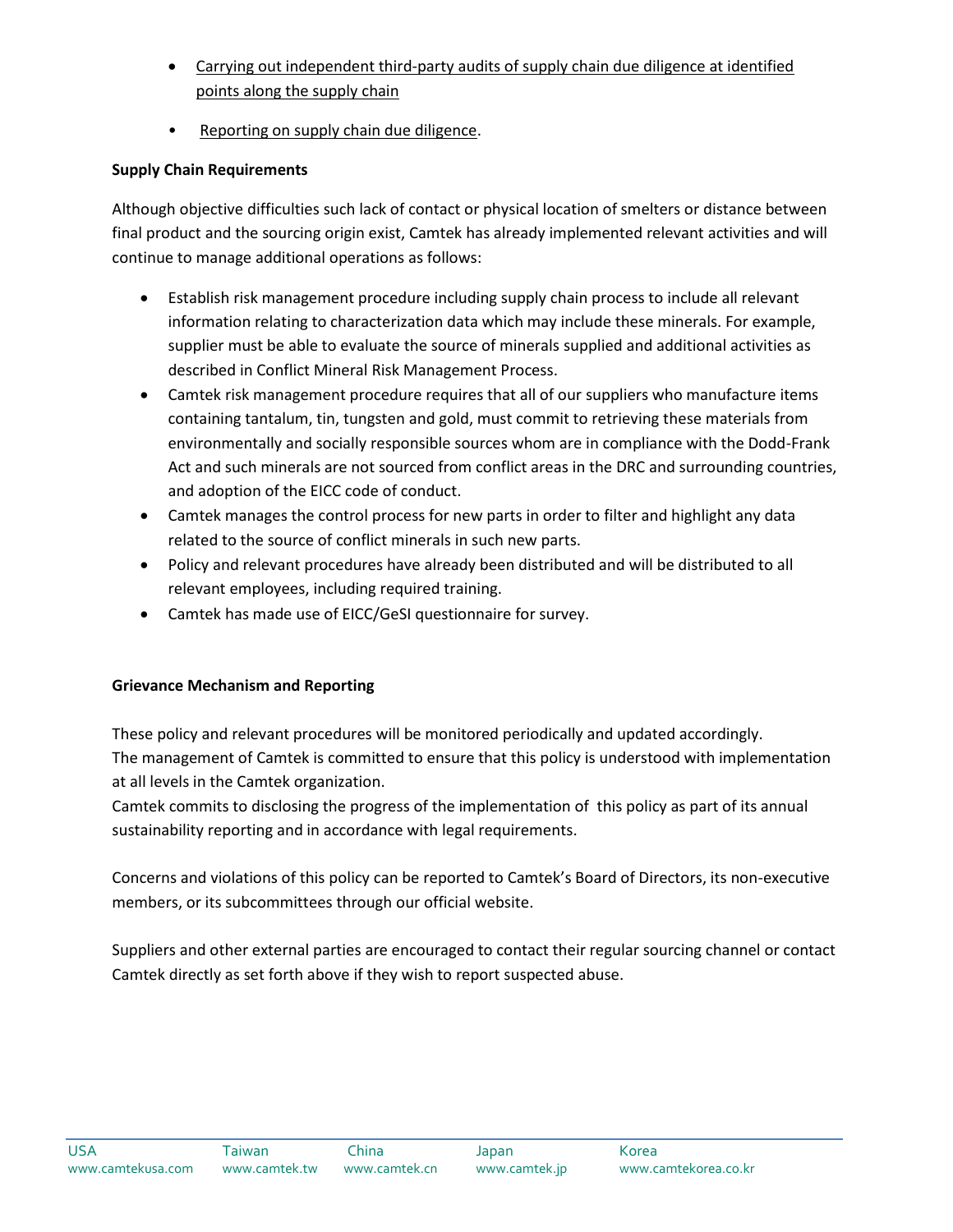- Carrying out independent third-party audits of supply chain due diligence at identified points along the supply chain
- Reporting on supply chain due diligence.

**Supply Chain Requirements**

Although objective difficulties such lack of contact or physical location of smelters or distance between final product and the sourcing origin exist, Camtek has already implemented relevant activities and will continue to manage additional operations as follows:

- Establish risk management procedure including supply chain process to include all relevant information relating to characterization data which may include these minerals. For example, supplier must be able to evaluate the source of minerals supplied and additional activities as described in Conflict Mineral Risk Management Process.
- Camtek risk management procedure requires that all of our suppliers who manufacture items containing tantalum, tin, tungsten and gold, must commit to retrieving these materials from environmentally and socially responsible sources whom are in compliance with the Dodd-Frank Act and such minerals are not sourced from conflict areas in the DRC and surrounding countries, and adoption of the EICC code of conduct.
- Camtek manages the control process for new parts in order to filter and highlight any data related to the source of conflict minerals in such new parts.
- Policy and relevant procedures have already been distributed and will be distributed to all relevant employees, including required training.
- Camtek has made use of EICC/GeSI questionnaire for survey.

**Grievance Mechanism and Reporting**

These policy and relevant procedures will be monitored periodically and updated accordingly.
The management of Camtek is committed to ensure that this policy is understood with implementation at all levels in the Camtek organization.
Camtek commits to disclosing the progress of the implementation of this policy as part of its annual sustainability reporting and in accordance with legal requirements.

Concerns and violations of this policy can be reported to Camtek's Board of Directors, its non-executive members, or its subcommittees through our official website.

Suppliers and other external parties are encouraged to contact their regular sourcing channel or contact Camtek directly as set forth above if they wish to report suspected abuse.